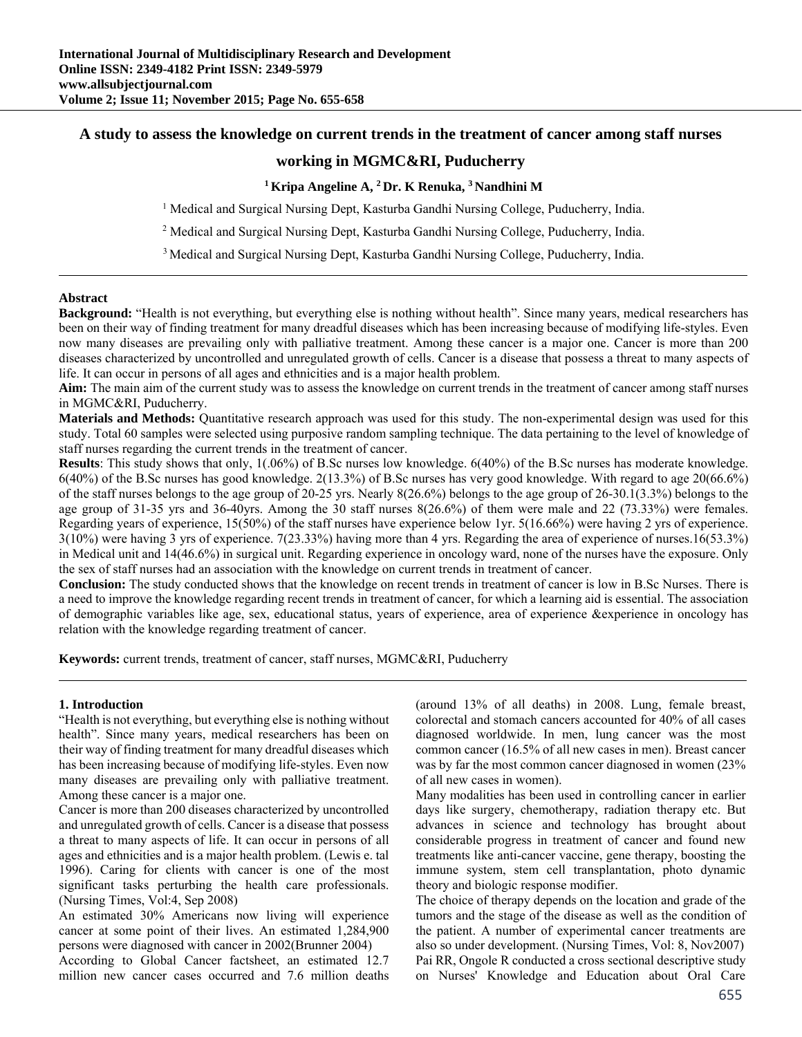# A study to assess the knowledge on current trends in the treatment of cancer among staff nurses working in MGMC&RI, Puducherry

**[1] Kripa Angeline A, [2] Dr. K Renuka, [3] Nandhini M**

[1] Medical and Surgical Nursing Dept, Kasturba Gandhi Nursing College, Puducherry, India.

[2] Medical and Surgical Nursing Dept, Kasturba Gandhi Nursing College, Puducherry, India.

[3] Medical and Surgical Nursing Dept, Kasturba Gandhi Nursing College, Puducherry, India.

---

### Abstract

**Background:** "Health is not everything, but everything else is nothing without health". Since many years, medical researchers has been on their way of finding treatment for many dreadful diseases which has been increasing because of modifying life-styles. Even now many diseases are prevailing only with palliative treatment. Among these cancer is a major one. Cancer is more than 200 diseases characterized by uncontrolled and unregulated growth of cells. Cancer is a disease that possess a threat to many aspects of life. It can occur in persons of all ages and ethnicities and is a major health problem.

**Aim:** The main aim of the current study was to assess the knowledge on current trends in the treatment of cancer among staff nurses in MGMC&RI, Puducherry.

**Materials and Methods:** Quantitative research approach was used for this study. The non-experimental design was used for this study. Total 60 samples were selected using purposive random sampling technique. The data pertaining to the level of knowledge of staff nurses regarding the current trends in the treatment of cancer.

**Results**: This study shows that only, 1(.06%) of B.Sc nurses low knowledge. 6(40%) of the B.Sc nurses has moderate knowledge. 6(40%) of the B.Sc nurses has good knowledge. 2(13.3%) of B.Sc nurses has very good knowledge. With regard to age 20(66.6%) of the staff nurses belongs to the age group of 20-25 yrs. Nearly 8(26.6%) belongs to the age group of 26-30.1(3.3%) belongs to the age group of 31-35 yrs and 36-40yrs. Among the 30 staff nurses 8(26.6%) of them were male and 22 (73.33%) were females. Regarding years of experience, 15(50%) of the staff nurses have experience below 1yr. 5(16.66%) were having 2 yrs of experience. 3(10%) were having 3 yrs of experience. 7(23.33%) having more than 4 yrs. Regarding the area of experience of nurses.16(53.3%) in Medical unit and 14(46.6%) in surgical unit. Regarding experience in oncology ward, none of the nurses have the exposure. Only the sex of staff nurses had an association with the knowledge on current trends in treatment of cancer.

**Conclusion:** The study conducted shows that the knowledge on recent trends in treatment of cancer is low in B.Sc Nurses. There is a need to improve the knowledge regarding recent trends in treatment of cancer, for which a learning aid is essential. The association of demographic variables like age, sex, educational status, years of experience, area of experience &experience in oncology has relation with the knowledge regarding treatment of cancer.

**Keywords:** current trends, treatment of cancer, staff nurses, MGMC&RI, Puducherry

---

## 1. Introduction

"Health is not everything, but everything else is nothing without health". Since many years, medical researchers has been on their way of finding treatment for many dreadful diseases which has been increasing because of modifying life-styles. Even now many diseases are prevailing only with palliative treatment. Among these cancer is a major one.

Cancer is more than 200 diseases characterized by uncontrolled and unregulated growth of cells. Cancer is a disease that possess a threat to many aspects of life. It can occur in persons of all ages and ethnicities and is a major health problem. (Lewis e. tal 1996). Caring for clients with cancer is one of the most significant tasks perturbing the health care professionals. (Nursing Times, Vol:4, Sep 2008)

An estimated 30% Americans now living will experience cancer at some point of their lives. An estimated 1,284,900 persons were diagnosed with cancer in 2002(Brunner 2004)

According to Global Cancer factsheet, an estimated 12.7 million new cancer cases occurred and 7.6 million deaths (around 13% of all deaths) in 2008. Lung, female breast, colorectal and stomach cancers accounted for 40% of all cases diagnosed worldwide. In men, lung cancer was the most common cancer (16.5% of all new cases in men). Breast cancer was by far the most common cancer diagnosed in women (23% of all new cases in women).

Many modalities has been used in controlling cancer in earlier days like surgery, chemotherapy, radiation therapy etc. But advances in science and technology has brought about considerable progress in treatment of cancer and found new treatments like anti-cancer vaccine, gene therapy, boosting the immune system, stem cell transplantation, photo dynamic theory and biologic response modifier.

The choice of therapy depends on the location and grade of the tumors and the stage of the disease as well as the condition of the patient. A number of experimental cancer treatments are also so under development. (Nursing Times, Vol: 8, Nov2007)

Pai RR, Ongole R conducted a cross sectional descriptive study on Nurses' Knowledge and Education about Oral Care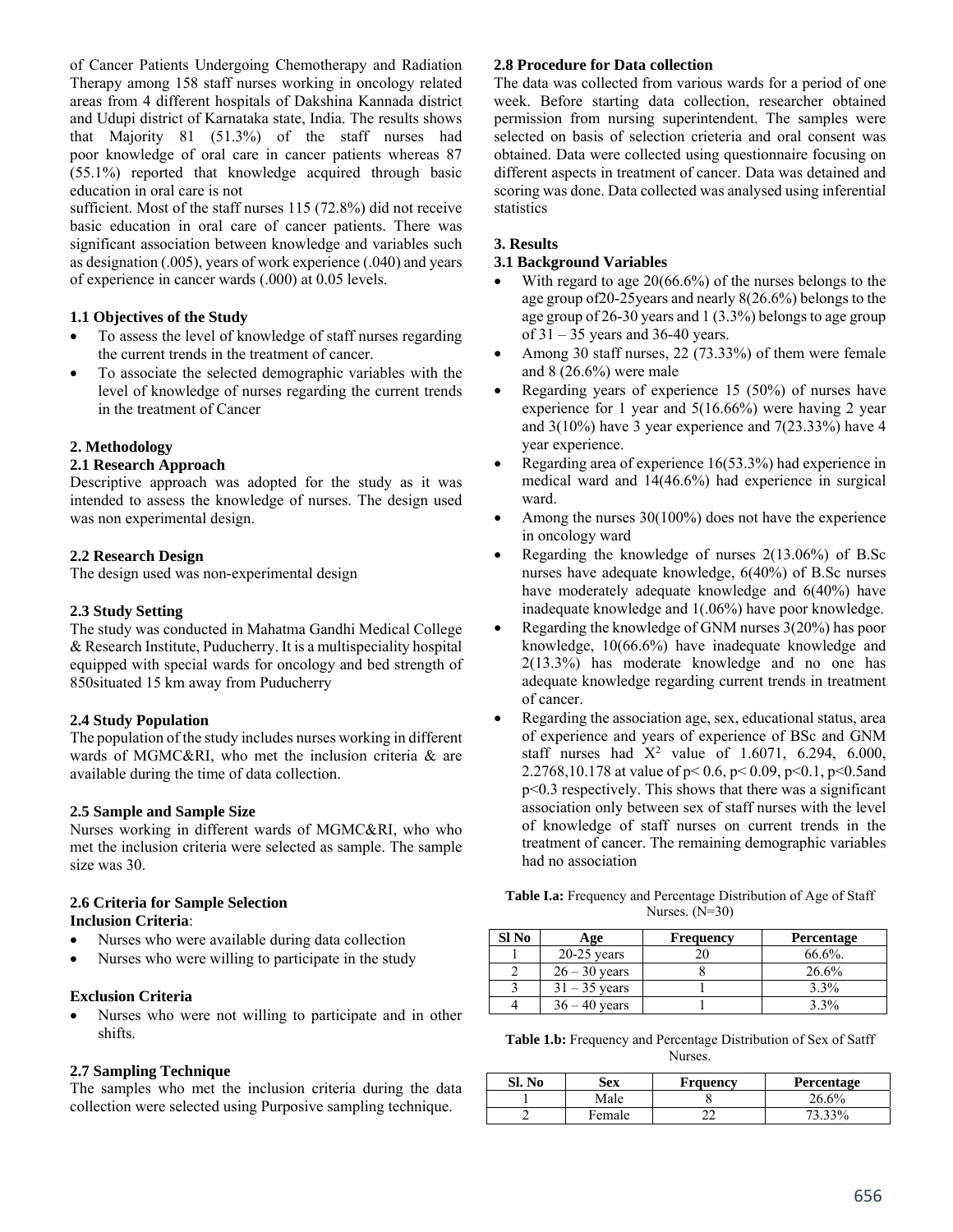of Cancer Patients Undergoing Chemotherapy and Radiation Therapy among 158 staff nurses working in oncology related areas from 4 different hospitals of Dakshina Kannada district and Udupi district of Karnataka state, India. The results shows that Majority 81 (51.3%) of the staff nurses had poor knowledge of oral care in cancer patients whereas 87 (55.1%) reported that knowledge acquired through basic education in oral care is not sufficient. Most of the staff nurses 115 (72.8%) did not receive basic education in oral care of cancer patients. There was significant association between knowledge and variables such as designation (.005), years of work experience (.040) and years of experience in cancer wards (.000) at 0.05 levels.

### 1.1 Objectives of the Study

- To assess the level of knowledge of staff nurses regarding the current trends in the treatment of cancer.
- To associate the selected demographic variables with the level of knowledge of nurses regarding the current trends in the treatment of Cancer

## 2. Methodology

### 2.1 Research Approach

Descriptive approach was adopted for the study as it was intended to assess the knowledge of nurses. The design used was non experimental design.

### 2.2 Research Design

The design used was non-experimental design

### 2.3 Study Setting

The study was conducted in Mahatma Gandhi Medical College & Research Institute, Puducherry. It is a multispeciality hospital equipped with special wards for oncology and bed strength of 850situated 15 km away from Puducherry

### 2.4 Study Population

The population of the study includes nurses working in different wards of MGMC&RI, who met the inclusion criteria & are available during the time of data collection.

### 2.5 Sample and Sample Size

Nurses working in different wards of MGMC&RI, who who met the inclusion criteria were selected as sample. The sample size was 30.

### 2.6 Criteria for Sample Selection

**Inclusion Criteria**:

- Nurses who were available during data collection
- Nurses who were willing to participate in the study

**Exclusion Criteria**

- Nurses who were not willing to participate and in other shifts.

### 2.7 Sampling Technique

The samples who met the inclusion criteria during the data collection were selected using Purposive sampling technique.

### 2.8 Procedure for Data collection

The data was collected from various wards for a period of one week. Before starting data collection, researcher obtained permission from nursing superintendent. The samples were selected on basis of selection crieteria and oral consent was obtained. Data were collected using questionnaire focusing on different aspects in treatment of cancer. Data was detained and scoring was done. Data collected was analysed using inferential statistics

## 3. Results

### 3.1 Background Variables

- With regard to age 20(66.6%) of the nurses belongs to the age group of20-25years and nearly 8(26.6%) belongs to the age group of 26-30 years and 1 (3.3%) belongs to age group of 31 – 35 years and 36-40 years.
- Among 30 staff nurses, 22 (73.33%) of them were female and 8 (26.6%) were male
- Regarding years of experience 15 (50%) of nurses have experience for 1 year and 5(16.66%) were having 2 year and 3(10%) have 3 year experience and 7(23.33%) have 4 year experience.
- Regarding area of experience 16(53.3%) had experience in medical ward and 14(46.6%) had experience in surgical ward.
- Among the nurses 30(100%) does not have the experience in oncology ward
- Regarding the knowledge of nurses 2(13.06%) of B.Sc nurses have adequate knowledge, 6(40%) of B.Sc nurses have moderately adequate knowledge and 6(40%) have inadequate knowledge and 1(.06%) have poor knowledge.
- Regarding the knowledge of GNM nurses 3(20%) has poor knowledge, 10(66.6%) have inadequate knowledge and 2(13.3%) has moderate knowledge and no one has adequate knowledge regarding current trends in treatment of cancer.
- Regarding the association age, sex, educational status, area of experience and years of experience of BSc and GNM staff nurses had $X^2$ value of 1.6071, 6.294, 6.000, 2.2768,10.178 at value of $p< 0.6$, $p< 0.09$, $p<0.1$, $p<0.5$and $p<0.3$ respectively. This shows that there was a significant association only between sex of staff nurses with the level of knowledge of staff nurses on current trends in the treatment of cancer. The remaining demographic variables had no association

**Table I.a:** Frequency and Percentage Distribution of Age of Staff Nurses. (N=30)

| Sl No | Age | Frequency | Percentage |
|---|---|---|---|
| 1 | 20-25 years | 20 | 66.6%. |
| 2 | 26 – 30 years | 8 | 26.6% |
| 3 | 31 – 35 years | 1 | 3.3% |
| 4 | 36 – 40 years | 1 | 3.3% |

**Table 1.b:** Frequency and Percentage Distribution of Sex of Satff Nurses.

| Sl. No | Sex | Frquency | Percentage |
|---|---|---|---|
| 1 | Male | 8 | 26.6% |
| 2 | Female | 22 | 73.33% |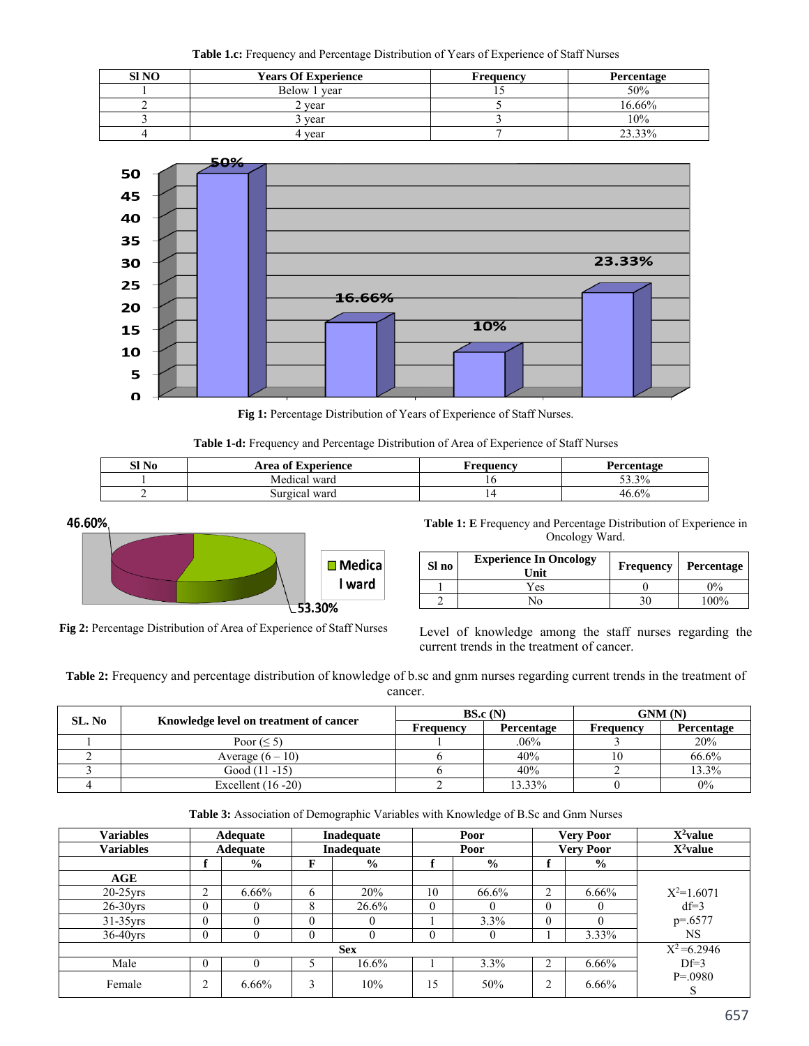**Table 1.c:** Frequency and Percentage Distribution of Years of Experience of Staff Nurses

| Sl NO | Years Of Experience | Frequency | Percentage |
|---|---|---|---|
| 1 | Below 1 year | 15 | 50% |
| 2 | 2 year | 5 | 16.66% |
| 3 | 3 year | 3 | 10% |
| 4 | 4 year | 7 | 23.33% |

50
45
40
35
30
25
20
15
10
5
0

50%
16.66%
10%
23.33%

**Fig 1:** Percentage Distribution of Years of Experience of Staff Nurses.

**Table 1-d:** Frequency and Percentage Distribution of Area of Experience of Staff Nurses

| Sl No | Area of Experience | Frequency | Percentage |
|---|---|---|---|
| 1 | Medical ward | 16 | 53.3% |
| 2 | Surgical ward | 14 | 46.6% |

46.60%
53.30%
Medica l ward

**Fig 2:** Percentage Distribution of Area of Experience of Staff Nurses

**Table 1: E** Frequency and Percentage Distribution of Experience in Oncology Ward.

| Sl no | Experience In Oncology Unit | Frequency | Percentage |
|---|---|---|---|
| 1 | Yes | 0 | 0% |
| 2 | No | 30 | 100% |

Level of knowledge among the staff nurses regarding the current trends in the treatment of cancer.

**Table 2:** Frequency and percentage distribution of knowledge of b.sc and gnm nurses regarding current trends in the treatment of cancer.

| SL. No | Knowledge level on treatment of cancer | BS.c (N) | | GNM (N) | |
|---|---|---|---|---|---|
| | | Frequency | Percentage | Frequency | Percentage |
| 1 | Poor (≤ 5) | 1 | .06% | 3 | 20% |
| 2 | Average (6 – 10) | 6 | 40% | 10 | 66.6% |
| 3 | Good (11 -15) | 6 | 40% | 2 | 13.3% |
| 4 | Excellent (16 -20) | 2 | 13.33% | 0 | 0% |

**Table 3:** Association of Demographic Variables with Knowledge of B.Sc and Gnm Nurses

| Variables | Adequate | | Inadequate | | Poor | | Very Poor | | $X^2$value |
|---|---|---|---|---|---|---|---|---|---|
| Variables | Adequate | | Inadequate | | Poor | | Very Poor | | $X^2$value |
| | f | % | F | % | f | % | f | % | |
| **AGE** | | | | | | | | | |
| 20-25yrs | 2 | 6.66% | 6 | 20% | 10 | 66.6% | 2 | 6.66% | $X^2$=1.6071 |
| 26-30yrs | 0 | 0 | 8 | 26.6% | 0 | 0 | 0 | 0 | df=3 |
| 31-35yrs | 0 | 0 | 0 | 0 | 1 | 3.3% | 0 | 0 | p=.6577 |
| 36-40yrs | 0 | 0 | 0 | 0 | 0 | 0 | 1 | 3.33% | NS |
| **Sex** | | | | | | | | | $X^2$=6.2946 |
| Male | 0 | 0 | 5 | 16.6% | 1 | 3.3% | 2 | 6.66% | Df=3 |
| Female | 2 | 6.66% | 3 | 10% | 15 | 50% | 2 | 6.66% | P=.0980 S |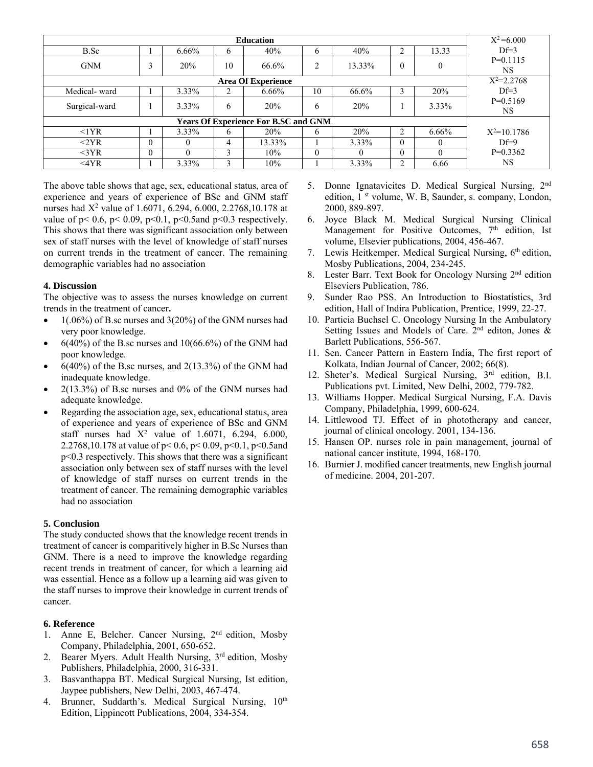| | | | | | | | | | |
|---|---|---|---|---|---|---|---|---|---|
| **Education** | | | | | | | | | $X^2$ =6.000 |
| B.Sc | 1 | 6.66% | 6 | 40% | 6 | 40% | 2 | 13.33 | Df=3 |
| GNM | 3 | 20% | 10 | 66.6% | 2 | 13.33% | 0 | 0 | P=0.1115 NS |
| **Area Of Experience** | | | | | | | | | $X^2$=2.2768 |
| Medical- ward | 1 | 3.33% | 2 | 6.66% | 10 | 66.6% | 3 | 20% | Df=3 |
| Surgical-ward | 1 | 3.33% | 6 | 20% | 6 | 20% | 1 | 3.33% | P=0.5169 NS |
| **Years Of Experience For B.SC and GNM**. | | | | | | | | | |
| <1YR | 1 | 3.33% | 6 | 20% | 6 | 20% | 2 | 6.66% | $X^2$=10.1786 |
| <2YR | 0 | 0 | 4 | 13.33% | 1 | 3.33% | 0 | 0 | Df=9 |
| <3YR | 0 | 0 | 3 | 10% | 0 | 0 | 0 | 0 | P=0.3362 |
| <4YR | 1 | 3.33% | 3 | 10% | 1 | 3.33% | 2 | 6.66 | NS |

The above table shows that age, sex, educational status, area of experience and years of experience of BSc and GNM staff nurses had $X^2$ value of 1.6071, 6.294, 6.000, 2.2768,10.178 at value of $p< 0.6$, $p< 0.09$, $p<0.1$, $p<0.5$and $p<0.3$ respectively. This shows that there was significant association only between sex of staff nurses with the level of knowledge of staff nurses on current trends in the treatment of cancer. The remaining demographic variables had no association

### 4. Discussion

The objective was to assess the nurses knowledge on current trends in the treatment of cancer**.**

- 1(.06%) of B.sc nurses and 3(20%) of the GNM nurses had very poor knowledge.
- 6(40%) of the B.sc nurses and 10(66.6%) of the GNM had poor knowledge.
- 6(40%) of the B.sc nurses, and 2(13.3%) of the GNM had inadequate knowledge.
- 2(13.3%) of B.sc nurses and 0% of the GNM nurses had adequate knowledge.
- Regarding the association age, sex, educational status, area of experience and years of experience of BSc and GNM staff nurses had $X^2$ value of 1.6071, 6.294, 6.000, 2.2768,10.178 at value of $p< 0.6$, $p< 0.09$, $p<0.1$, $p<0.5$and $p<0.3$ respectively. This shows that there was a significant association only between sex of staff nurses with the level of knowledge of staff nurses on current trends in the treatment of cancer. The remaining demographic variables had no association

### 5. Conclusion

The study conducted shows that the knowledge recent trends in treatment of cancer is comparitively higher in B.Sc Nurses than GNM. There is a need to improve the knowledge regarding recent trends in treatment of cancer, for which a learning aid was essential. Hence as a follow up a learning aid was given to the staff nurses to improve their knowledge in current trends of cancer.

### 6. Reference

1. Anne E, Belcher. Cancer Nursing, 2nd edition, Mosby Company, Philadelphia, 2001, 650-652.
2. Bearer Myers. Adult Health Nursing, 3rd edition, Mosby Publishers, Philadelphia, 2000, 316-331.
3. Basvanthappa BT. Medical Surgical Nursing, Ist edition, Jaypee publishers, New Delhi, 2003, 467-474.
4. Brunner, Suddarth's. Medical Surgical Nursing, 10th Edition, Lippincott Publications, 2004, 334-354.
5. Donne Ignatavicites D. Medical Surgical Nursing, 2nd edition, 1 st volume, W. B, Saunder, s. company, London, 2000, 889-897.
6. Joyce Black M. Medical Surgical Nursing Clinical Management for Positive Outcomes, 7th edition, Ist volume, Elsevier publications, 2004, 456-467.
7. Lewis Heitkemper. Medical Surgical Nursing, 6th edition, Mosby Publications, 2004, 234-245.
8. Lester Barr. Text Book for Oncology Nursing 2nd edition Elseviers Publication, 786.
9. Sunder Rao PSS. An Introduction to Biostatistics, 3rd edition, Hall of Indira Publication, Prentice, 1999, 22-27.
10. Particia Buchsel C. Oncology Nursing In the Ambulatory Setting Issues and Models of Care. 2nd editon, Jones & Barlett Publications, 556-567.
11. Sen. Cancer Pattern in Eastern India, The first report of Kolkata, Indian Journal of Cancer, 2002; 66(8).
12. Sheter's. Medical Surgical Nursing, 3rd edition, B.I. Publications pvt. Limited, New Delhi, 2002, 779-782.
13. Williams Hopper. Medical Surgical Nursing, F.A. Davis Company, Philadelphia, 1999, 600-624.
14. Littlewood TJ. Effect of in phototherapy and cancer, journal of clinical oncology. 2001, 134-136.
15. Hansen OP. nurses role in pain management, journal of national cancer institute, 1994, 168-170.
16. Burnier J. modified cancer treatments, new English journal of medicine. 2004, 201-207.